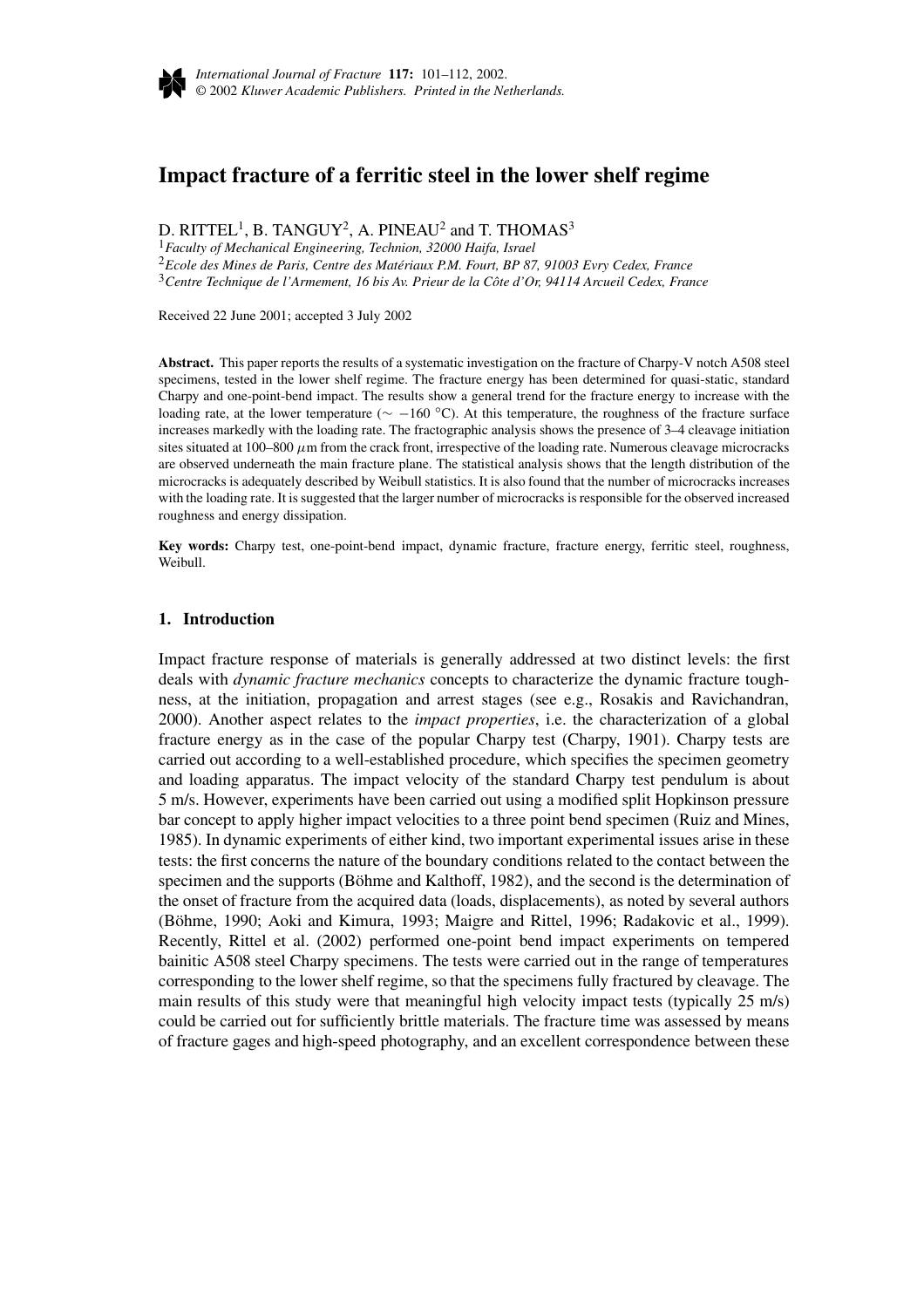# Impact fracture of a ferritic steel in the lower shelf regime

D. RITTEL[1], B. TANGUY[2], A. PINEAU[2] and T. THOMAS[3]

[1]*Faculty of Mechanical Engineering, Technion, 32000 Haifa, Israel*
[2]*Ecole des Mines de Paris, Centre des Matériaux P.M. Fourt, BP 87, 91003 Evry Cedex, France*
[3]*Centre Technique de l'Armement, 16 bis Av. Prieur de la Côte d'Or, 94114 Arcueil Cedex, France*

Received 22 June 2001; accepted 3 July 2002

**Abstract.** This paper reports the results of a systematic investigation on the fracture of Charpy-V notch A508 steel specimens, tested in the lower shelf regime. The fracture energy has been determined for quasi-static, standard Charpy and one-point-bend impact. The results show a general trend for the fracture energy to increase with the loading rate, at the lower temperature ($\sim -160$ °C). At this temperature, the roughness of the fracture surface increases markedly with the loading rate. The fractographic analysis shows the presence of 3–4 cleavage initiation sites situated at 100–800 $\mu$m from the crack front, irrespective of the loading rate. Numerous cleavage microcracks are observed underneath the main fracture plane. The statistical analysis shows that the length distribution of the microcracks is adequately described by Weibull statistics. It is also found that the number of microcracks increases with the loading rate. It is suggested that the larger number of microcracks is responsible for the observed increased roughness and energy dissipation.

**Key words:** Charpy test, one-point-bend impact, dynamic fracture, fracture energy, ferritic steel, roughness, Weibull.

## 1. Introduction

Impact fracture response of materials is generally addressed at two distinct levels: the first deals with *dynamic fracture mechanics* concepts to characterize the dynamic fracture toughness, at the initiation, propagation and arrest stages (see e.g., Rosakis and Ravichandran, 2000). Another aspect relates to the *impact properties*, i.e. the characterization of a global fracture energy as in the case of the popular Charpy test (Charpy, 1901). Charpy tests are carried out according to a well-established procedure, which specifies the specimen geometry and loading apparatus. The impact velocity of the standard Charpy test pendulum is about 5 m/s. However, experiments have been carried out using a modified split Hopkinson pressure bar concept to apply higher impact velocities to a three point bend specimen (Ruiz and Mines, 1985). In dynamic experiments of either kind, two important experimental issues arise in these tests: the first concerns the nature of the boundary conditions related to the contact between the specimen and the supports (Böhme and Kalthoff, 1982), and the second is the determination of the onset of fracture from the acquired data (loads, displacements), as noted by several authors (Böhme, 1990; Aoki and Kimura, 1993; Maigre and Rittel, 1996; Radakovic et al., 1999). Recently, Rittel et al. (2002) performed one-point bend impact experiments on tempered bainitic A508 steel Charpy specimens. The tests were carried out in the range of temperatures corresponding to the lower shelf regime, so that the specimens fully fractured by cleavage. The main results of this study were that meaningful high velocity impact tests (typically 25 m/s) could be carried out for sufficiently brittle materials. The fracture time was assessed by means of fracture gages and high-speed photography, and an excellent correspondence between these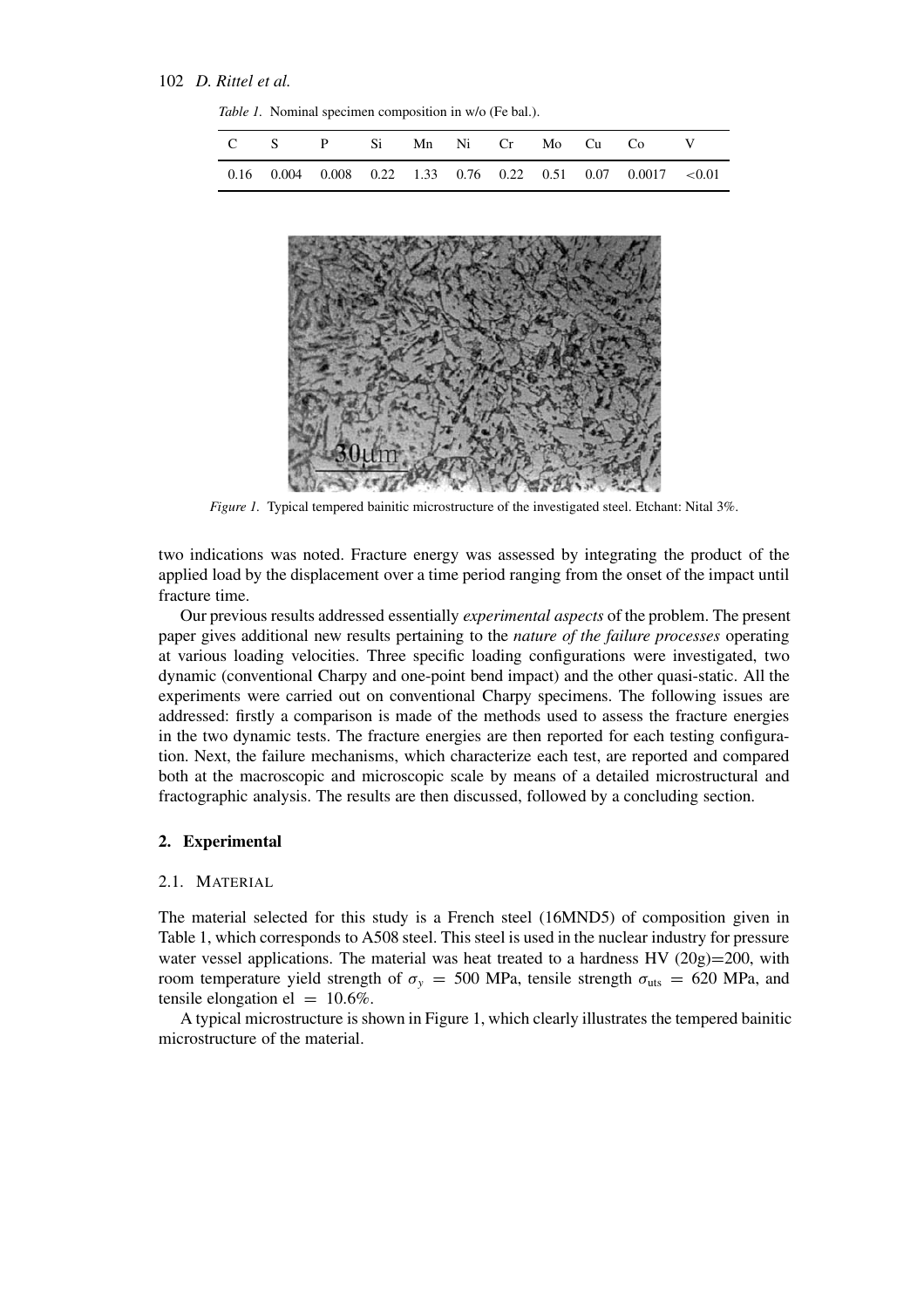*Table 1.* Nominal specimen composition in w/o (Fe bal.).

| C | S | P | Si | Mn | Ni | Cr | Mo | Cu | Co | V |
|---|---|---|---|---|---|---|---|---|---|---|
| 0.16 | 0.004 | 0.008 | 0.22 | 1.33 | 0.76 | 0.22 | 0.51 | 0.07 | 0.0017 | <0.01 |

*Figure 1.* Typical tempered bainitic microstructure of the investigated steel. Etchant: Nital 3%.

two indications was noted. Fracture energy was assessed by integrating the product of the applied load by the displacement over a time period ranging from the onset of the impact until fracture time.

Our previous results addressed essentially *experimental aspects* of the problem. The present paper gives additional new results pertaining to the *nature of the failure processes* operating at various loading velocities. Three specific loading configurations were investigated, two dynamic (conventional Charpy and one-point bend impact) and the other quasi-static. All the experiments were carried out on conventional Charpy specimens. The following issues are addressed: firstly a comparison is made of the methods used to assess the fracture energies in the two dynamic tests. The fracture energies are then reported for each testing configuration. Next, the failure mechanisms, which characterize each test, are reported and compared both at the macroscopic and microscopic scale by means of a detailed microstructural and fractographic analysis. The results are then discussed, followed by a concluding section.

## 2. Experimental

### 2.1. Material

The material selected for this study is a French steel (16MND5) of composition given in Table 1, which corresponds to A508 steel. This steel is used in the nuclear industry for pressure water vessel applications. The material was heat treated to a hardness HV (20g)=200, with room temperature yield strength of $\sigma_y = 500$ MPa, tensile strength $\sigma_{\text{uts}} = 620$ MPa, and tensile elongation el $= 10.6\%$.

A typical microstructure is shown in Figure 1, which clearly illustrates the tempered bainitic microstructure of the material.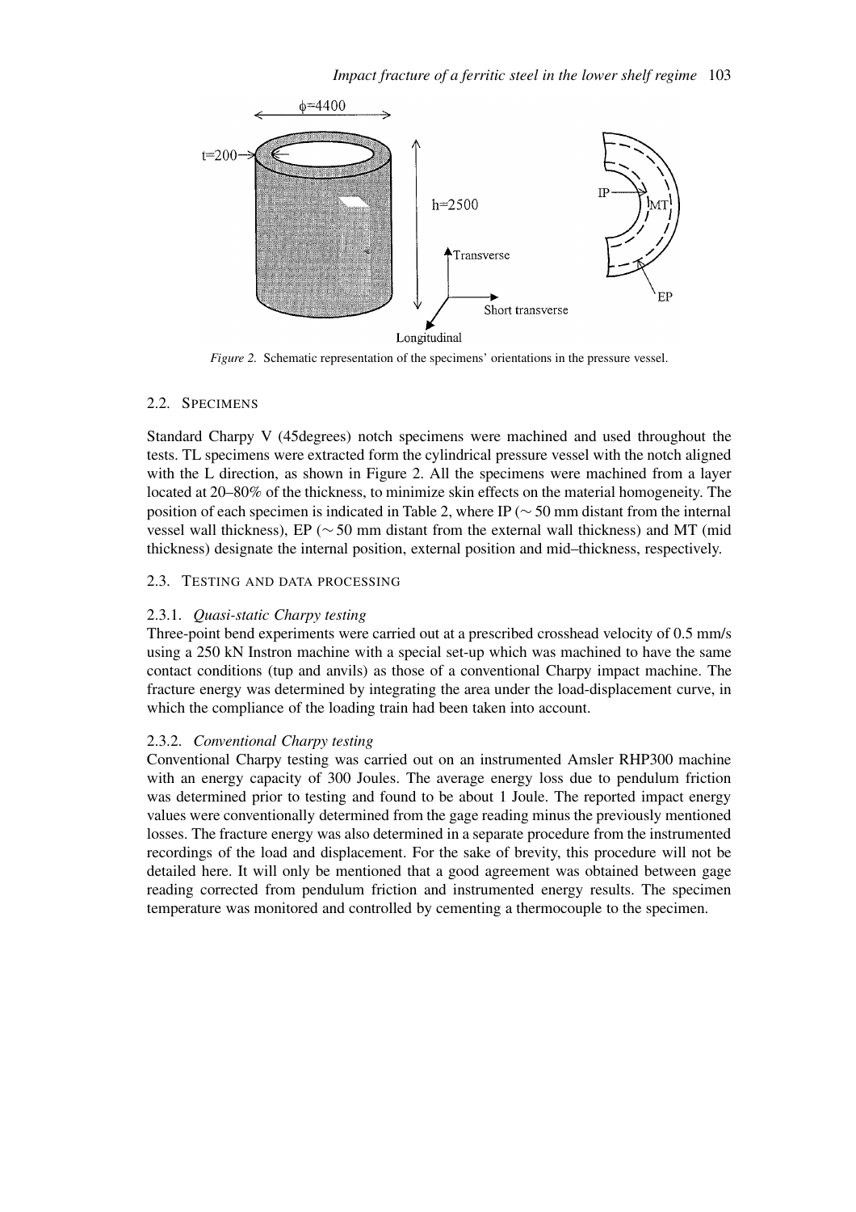*Figure 2.* Schematic representation of the specimens' orientations in the pressure vessel.

### 2.2. Specimens

Standard Charpy V (45degrees) notch specimens were machined and used throughout the tests. TL specimens were extracted form the cylindrical pressure vessel with the notch aligned with the L direction, as shown in Figure 2. All the specimens were machined from a layer located at 20–80% of the thickness, to minimize skin effects on the material homogeneity. The position of each specimen is indicated in Table 2, where IP ($\sim$ 50 mm distant from the internal vessel wall thickness), EP ($\sim$ 50 mm distant from the external wall thickness) and MT (mid thickness) designate the internal position, external position and mid–thickness, respectively.

### 2.3. Testing and data processing

#### 2.3.1. *Quasi-static Charpy testing*

Three-point bend experiments were carried out at a prescribed crosshead velocity of 0.5 mm/s using a 250 kN Instron machine with a special set-up which was machined to have the same contact conditions (tup and anvils) as those of a conventional Charpy impact machine. The fracture energy was determined by integrating the area under the load-displacement curve, in which the compliance of the loading train had been taken into account.

#### 2.3.2. *Conventional Charpy testing*

Conventional Charpy testing was carried out on an instrumented Amsler RHP300 machine with an energy capacity of 300 Joules. The average energy loss due to pendulum friction was determined prior to testing and found to be about 1 Joule. The reported impact energy values were conventionally determined from the gage reading minus the previously mentioned losses. The fracture energy was also determined in a separate procedure from the instrumented recordings of the load and displacement. For the sake of brevity, this procedure will not be detailed here. It will only be mentioned that a good agreement was obtained between gage reading corrected from pendulum friction and instrumented energy results. The specimen temperature was monitored and controlled by cementing a thermocouple to the specimen.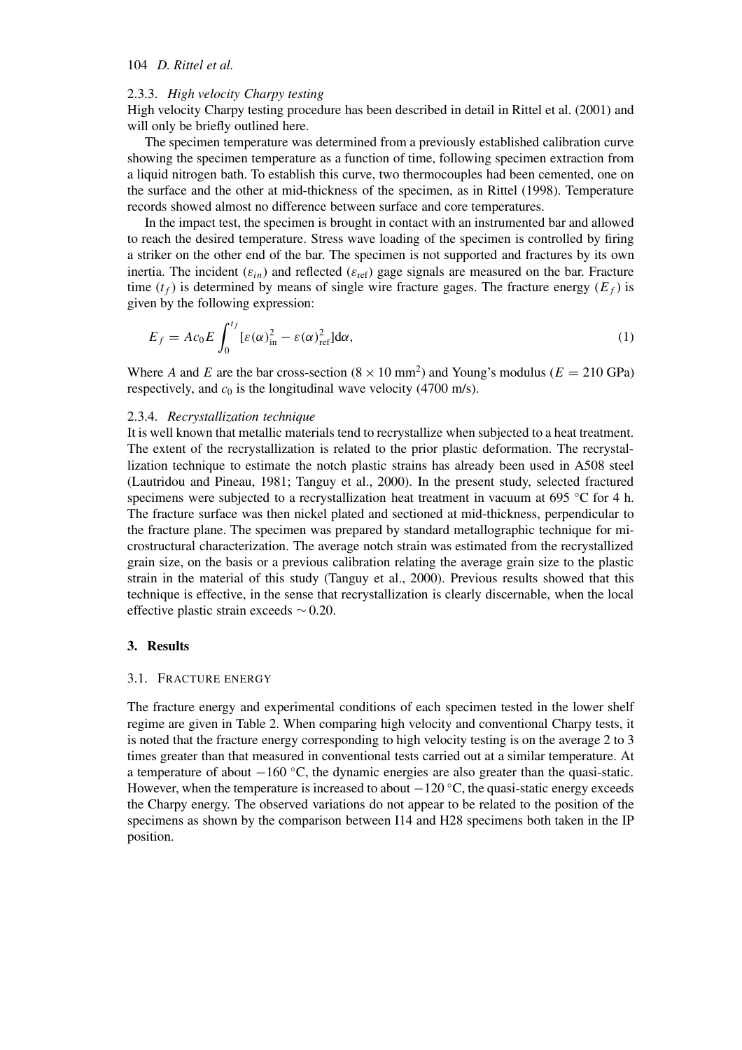#### 2.3.3. *High velocity Charpy testing*

High velocity Charpy testing procedure has been described in detail in Rittel et al. (2001) and will only be briefly outlined here.

The specimen temperature was determined from a previously established calibration curve showing the specimen temperature as a function of time, following specimen extraction from a liquid nitrogen bath. To establish this curve, two thermocouples had been cemented, one on the surface and the other at mid-thickness of the specimen, as in Rittel (1998). Temperature records showed almost no difference between surface and core temperatures.

In the impact test, the specimen is brought in contact with an instrumented bar and allowed to reach the desired temperature. Stress wave loading of the specimen is controlled by firing a striker on the other end of the bar. The specimen is not supported and fractures by its own inertia. The incident ($\varepsilon_{in}$) and reflected ($\varepsilon_{\text{ref}}$) gage signals are measured on the bar. Fracture time ($t_f$) is determined by means of single wire fracture gages. The fracture energy ($E_f$) is given by the following expression:

$$E_f = Ac_0E\int_0^{t_f}[\varepsilon(\alpha)^2_{\text{in}} - \varepsilon(\alpha)^2_{\text{ref}}]\text{d}\alpha, \tag{1}$$

Where $A$ and $E$ are the bar cross-section ($8 \times 10$ mm$^2$) and Young's modulus ($E = 210$ GPa) respectively, and $c_0$ is the longitudinal wave velocity (4700 m/s).

#### 2.3.4. *Recrystallization technique*

It is well known that metallic materials tend to recrystallize when subjected to a heat treatment. The extent of the recrystallization is related to the prior plastic deformation. The recrystallization technique to estimate the notch plastic strains has already been used in A508 steel (Lautridou and Pineau, 1981; Tanguy et al., 2000). In the present study, selected fractured specimens were subjected to a recrystallization heat treatment in vacuum at 695 °C for 4 h. The fracture surface was then nickel plated and sectioned at mid-thickness, perpendicular to the fracture plane. The specimen was prepared by standard metallographic technique for microstructural characterization. The average notch strain was estimated from the recrystallized grain size, on the basis or a previous calibration relating the average grain size to the plastic strain in the material of this study (Tanguy et al., 2000). Previous results showed that this technique is effective, in the sense that recrystallization is clearly discernable, when the local effective plastic strain exceeds $\sim 0.20$.

## 3. Results

### 3.1. Fracture energy

The fracture energy and experimental conditions of each specimen tested in the lower shelf regime are given in Table 2. When comparing high velocity and conventional Charpy tests, it is noted that the fracture energy corresponding to high velocity testing is on the average 2 to 3 times greater than that measured in conventional tests carried out at a similar temperature. At a temperature of about −160 °C, the dynamic energies are also greater than the quasi-static. However, when the temperature is increased to about −120 °C, the quasi-static energy exceeds the Charpy energy. The observed variations do not appear to be related to the position of the specimens as shown by the comparison between I14 and H28 specimens both taken in the IP position.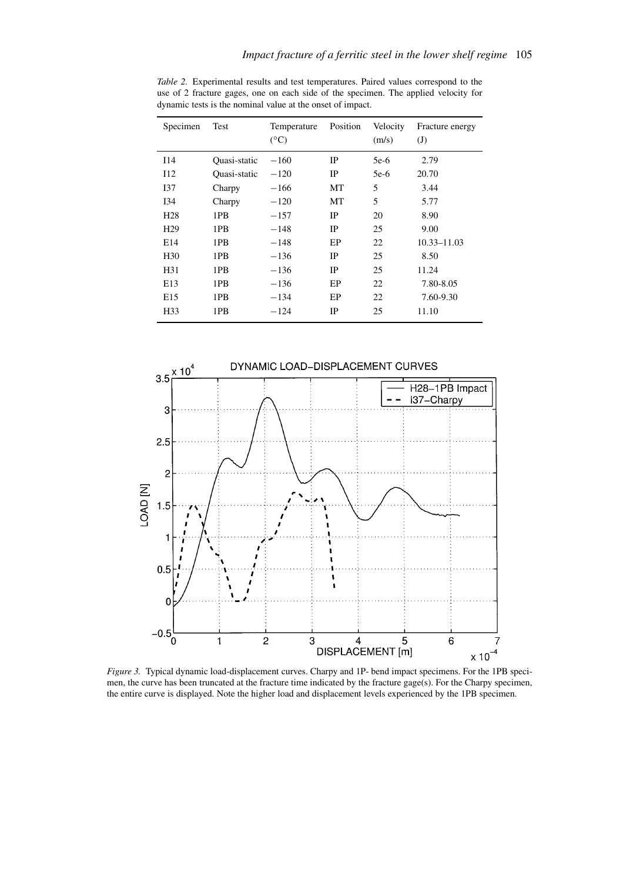*Table 2.* Experimental results and test temperatures. Paired values correspond to the use of 2 fracture gages, one on each side of the specimen. The applied velocity for dynamic tests is the nominal value at the onset of impact.

| Specimen | Test | Temperature (°C) | Position | Velocity (m/s) | Fracture energy (J) |
|---|---|---|---|---|---|
| I14 | Quasi-static | −160 | IP | 5e-6 | 2.79 |
| I12 | Quasi-static | −120 | IP | 5e-6 | 20.70 |
| I37 | Charpy | −166 | MT | 5 | 3.44 |
| I34 | Charpy | −120 | MT | 5 | 5.77 |
| H28 | 1PB | −157 | IP | 20 | 8.90 |
| H29 | 1PB | −148 | IP | 25 | 9.00 |
| E14 | 1PB | −148 | EP | 22 | 10.33–11.03 |
| H30 | 1PB | −136 | IP | 25 | 8.50 |
| H31 | 1PB | −136 | IP | 25 | 11.24 |
| E13 | 1PB | −136 | EP | 22 | 7.80-8.05 |
| E15 | 1PB | −134 | EP | 22 | 7.60-9.30 |
| H33 | 1PB | −124 | IP | 25 | 11.10 |

*Figure 3.* Typical dynamic load-displacement curves. Charpy and 1P- bend impact specimens. For the 1PB specimen, the curve has been truncated at the fracture time indicated by the fracture gage(s). For the Charpy specimen, the entire curve is displayed. Note the higher load and displacement levels experienced by the 1PB specimen.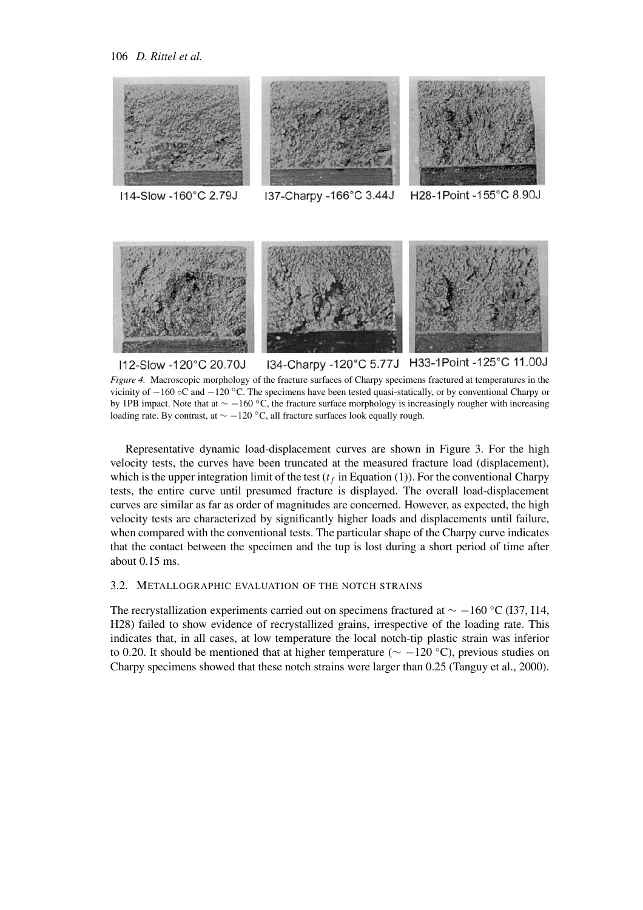I14-Slow -160°C 2.79J

I37-Charpy -166°C 3.44J

H28-1Point -155°C 8.90J

I12-Slow -120°C 20.70J

I34-Charpy -120°C 5.77J

H33-1Point -125°C 11.00J

*Figure 4.* Macroscopic morphology of the fracture surfaces of Charpy specimens fractured at temperatures in the vicinity of −160 °C and −120 °C. The specimens have been tested quasi-statically, or by conventional Charpy or by 1PB impact. Note that at ∼ −160 °C, the fracture surface morphology is increasingly rougher with increasing loading rate. By contrast, at ∼ −120 °C, all fracture surfaces look equally rough.

Representative dynamic load-displacement curves are shown in Figure 3. For the high velocity tests, the curves have been truncated at the measured fracture load (displacement), which is the upper integration limit of the test ($t_f$ in Equation (1)). For the conventional Charpy tests, the entire curve until presumed fracture is displayed. The overall load-displacement curves are similar as far as order of magnitudes are concerned. However, as expected, the high velocity tests are characterized by significantly higher loads and displacements until failure, when compared with the conventional tests. The particular shape of the Charpy curve indicates that the contact between the specimen and the tup is lost during a short period of time after about 0.15 ms.

### 3.2. Metallographic evaluation of the notch strains

The recrystallization experiments carried out on specimens fractured at ∼ −160 °C (I37, I14, H28) failed to show evidence of recrystallized grains, irrespective of the loading rate. This indicates that, in all cases, at low temperature the local notch-tip plastic strain was inferior to 0.20. It should be mentioned that at higher temperature (∼ −120 °C), previous studies on Charpy specimens showed that these notch strains were larger than 0.25 (Tanguy et al., 2000).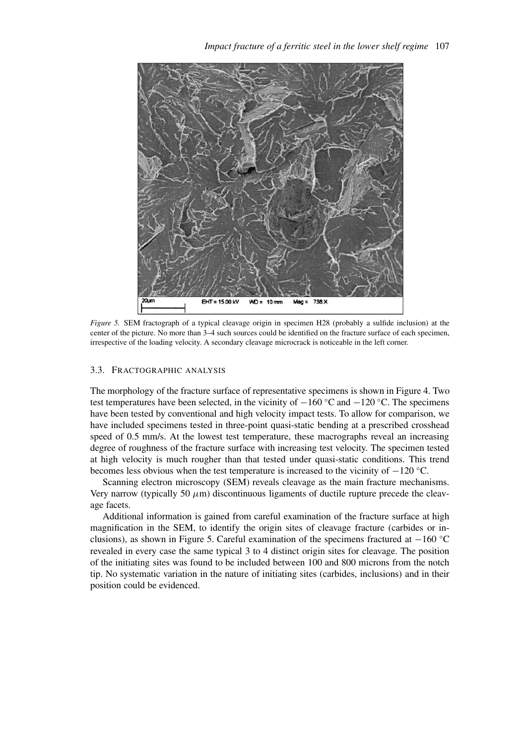*Figure 5.* SEM fractograph of a typical cleavage origin in specimen H28 (probably a sulfide inclusion) at the center of the picture. No more than 3–4 such sources could be identified on the fracture surface of each specimen, irrespective of the loading velocity. A secondary cleavage microcrack is noticeable in the left corner.

### 3.3. FRACTOGRAPHIC ANALYSIS

The morphology of the fracture surface of representative specimens is shown in Figure 4. Two test temperatures have been selected, in the vicinity of −160 °C and −120 °C. The specimens have been tested by conventional and high velocity impact tests. To allow for comparison, we have included specimens tested in three-point quasi-static bending at a prescribed crosshead speed of 0.5 mm/s. At the lowest test temperature, these macrographs reveal an increasing degree of roughness of the fracture surface with increasing test velocity. The specimen tested at high velocity is much rougher than that tested under quasi-static conditions. This trend becomes less obvious when the test temperature is increased to the vicinity of −120 °C.

Scanning electron microscopy (SEM) reveals cleavage as the main fracture mechanisms. Very narrow (typically 50 $\mu$m) discontinuous ligaments of ductile rupture precede the cleavage facets.

Additional information is gained from careful examination of the fracture surface at high magnification in the SEM, to identify the origin sites of cleavage fracture (carbides or inclusions), as shown in Figure 5. Careful examination of the specimens fractured at −160 °C revealed in every case the same typical 3 to 4 distinct origin sites for cleavage. The position of the initiating sites was found to be included between 100 and 800 microns from the notch tip. No systematic variation in the nature of initiating sites (carbides, inclusions) and in their position could be evidenced.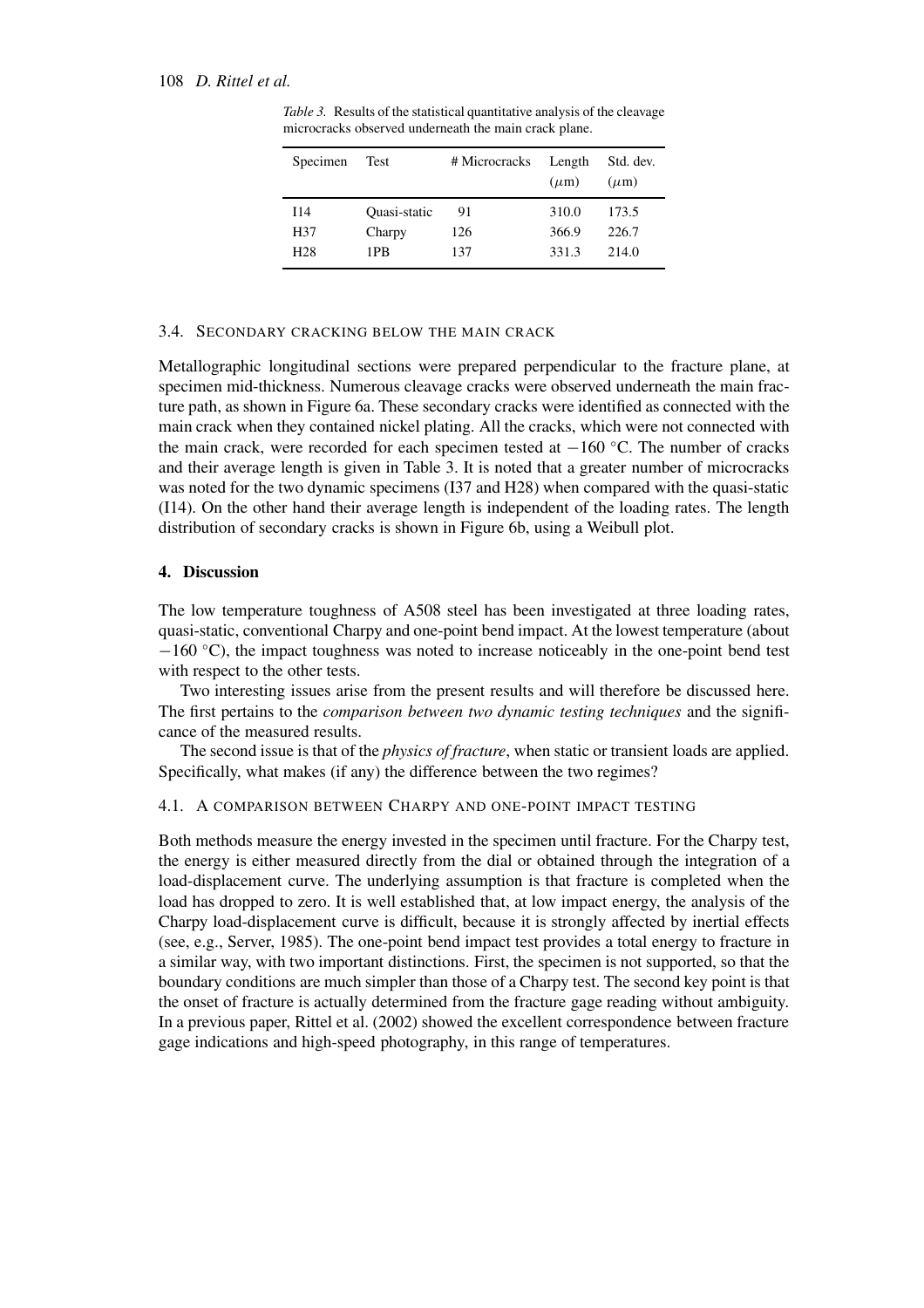*Table 3.* Results of the statistical quantitative analysis of the cleavage microcracks observed underneath the main crack plane.

| Specimen | Test | # Microcracks | Length ($\mu$m) | Std. dev. ($\mu$m) |
|---|---|---|---|---|
| I14 | Quasi-static | 91 | 310.0 | 173.5 |
| H37 | Charpy | 126 | 366.9 | 226.7 |
| H28 | 1PB | 137 | 331.3 | 214.0 |

### 3.4. Secondary cracking below the main crack

Metallographic longitudinal sections were prepared perpendicular to the fracture plane, at specimen mid-thickness. Numerous cleavage cracks were observed underneath the main fracture path, as shown in Figure 6a. These secondary cracks were identified as connected with the main crack when they contained nickel plating. All the cracks, which were not connected with the main crack, were recorded for each specimen tested at $-160$ °C. The number of cracks and their average length is given in Table 3. It is noted that a greater number of microcracks was noted for the two dynamic specimens (I37 and H28) when compared with the quasi-static (I14). On the other hand their average length is independent of the loading rates. The length distribution of secondary cracks is shown in Figure 6b, using a Weibull plot.

## 4. Discussion

The low temperature toughness of A508 steel has been investigated at three loading rates, quasi-static, conventional Charpy and one-point bend impact. At the lowest temperature (about $-160$ °C), the impact toughness was noted to increase noticeably in the one-point bend test with respect to the other tests.

Two interesting issues arise from the present results and will therefore be discussed here. The first pertains to the *comparison between two dynamic testing techniques* and the significance of the measured results.

The second issue is that of the *physics of fracture*, when static or transient loads are applied. Specifically, what makes (if any) the difference between the two regimes?

### 4.1. A comparison between Charpy and one-point impact testing

Both methods measure the energy invested in the specimen until fracture. For the Charpy test, the energy is either measured directly from the dial or obtained through the integration of a load-displacement curve. The underlying assumption is that fracture is completed when the load has dropped to zero. It is well established that, at low impact energy, the analysis of the Charpy load-displacement curve is difficult, because it is strongly affected by inertial effects (see, e.g., Server, 1985). The one-point bend impact test provides a total energy to fracture in a similar way, with two important distinctions. First, the specimen is not supported, so that the boundary conditions are much simpler than those of a Charpy test. The second key point is that the onset of fracture is actually determined from the fracture gage reading without ambiguity. In a previous paper, Rittel et al. (2002) showed the excellent correspondence between fracture gage indications and high-speed photography, in this range of temperatures.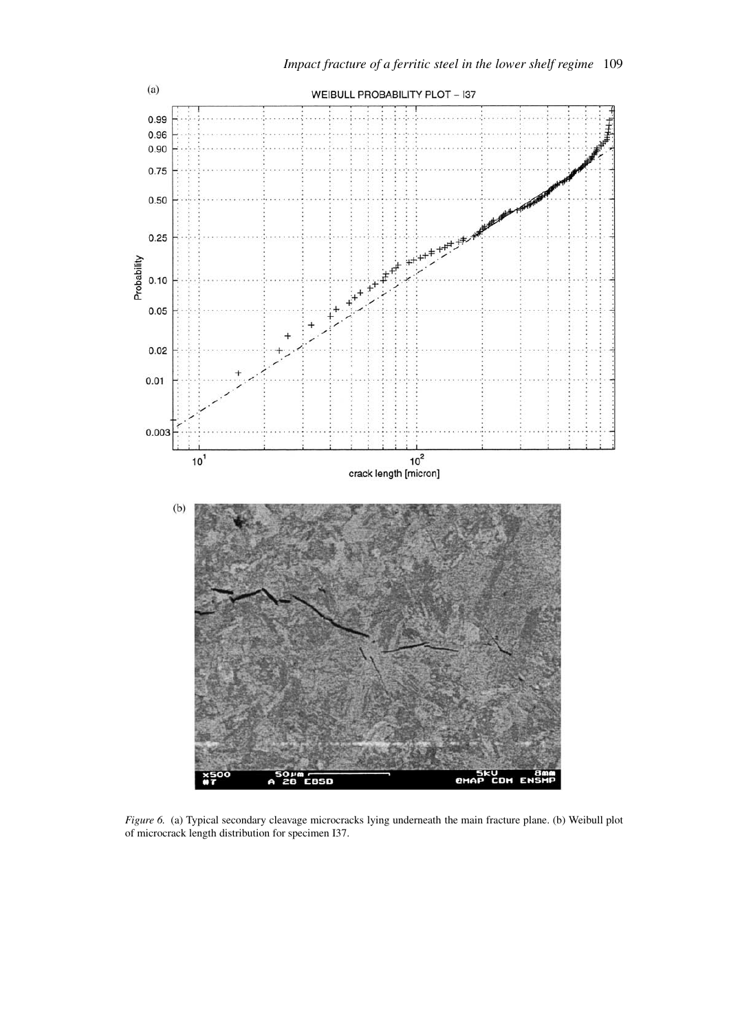*Figure 6.* (a) Typical secondary cleavage microcracks lying underneath the main fracture plane. (b) Weibull plot of microcrack length distribution for specimen I37.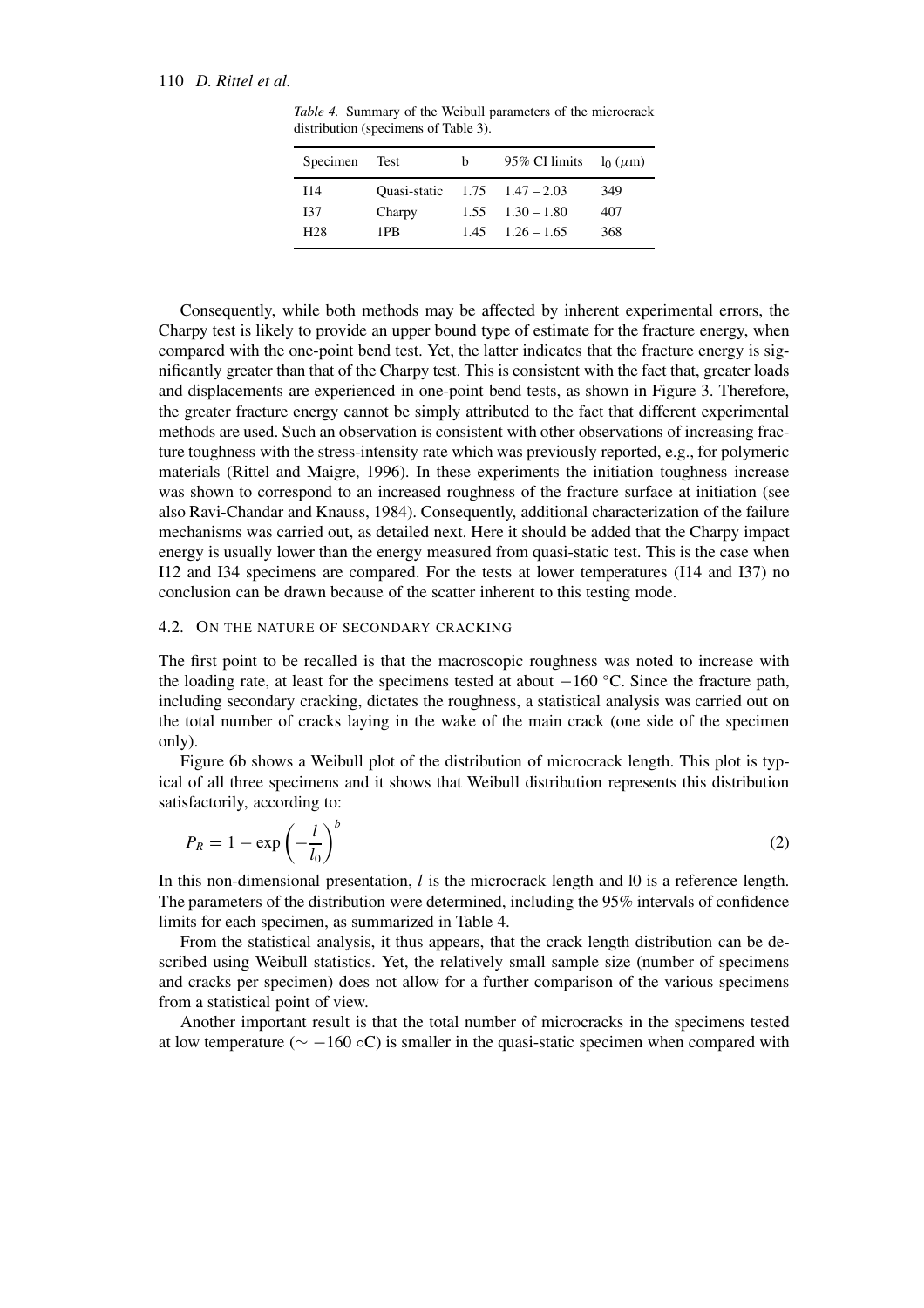*Table 4.* Summary of the Weibull parameters of the microcrack distribution (specimens of Table 3).

| Specimen | Test | b | 95% CI limits | $l_0$ ($\mu$m) |
|---|---|---|---|---|
| I14 | Quasi-static | 1.75 | 1.47 – 2.03 | 349 |
| I37 | Charpy | 1.55 | 1.30 – 1.80 | 407 |
| H28 | 1PB | 1.45 | 1.26 – 1.65 | 368 |

Consequently, while both methods may be affected by inherent experimental errors, the Charpy test is likely to provide an upper bound type of estimate for the fracture energy, when compared with the one-point bend test. Yet, the latter indicates that the fracture energy is significantly greater than that of the Charpy test. This is consistent with the fact that, greater loads and displacements are experienced in one-point bend tests, as shown in Figure 3. Therefore, the greater fracture energy cannot be simply attributed to the fact that different experimental methods are used. Such an observation is consistent with other observations of increasing fracture toughness with the stress-intensity rate which was previously reported, e.g., for polymeric materials (Rittel and Maigre, 1996). In these experiments the initiation toughness increase was shown to correspond to an increased roughness of the fracture surface at initiation (see also Ravi-Chandar and Knauss, 1984). Consequently, additional characterization of the failure mechanisms was carried out, as detailed next. Here it should be added that the Charpy impact energy is usually lower than the energy measured from quasi-static test. This is the case when I12 and I34 specimens are compared. For the tests at lower temperatures (I14 and I37) no conclusion can be drawn because of the scatter inherent to this testing mode.

### 4.2. On the nature of secondary cracking

The first point to be recalled is that the macroscopic roughness was noted to increase with the loading rate, at least for the specimens tested at about $-160$ °C. Since the fracture path, including secondary cracking, dictates the roughness, a statistical analysis was carried out on the total number of cracks laying in the wake of the main crack (one side of the specimen only).

Figure 6b shows a Weibull plot of the distribution of microcrack length. This plot is typical of all three specimens and it shows that Weibull distribution represents this distribution satisfactorily, according to:

$$P_R = 1 - \exp\left(-\frac{l}{l_0}\right)^b \tag{2}$$

In this non-dimensional presentation, $l$ is the microcrack length and l0 is a reference length. The parameters of the distribution were determined, including the 95% intervals of confidence limits for each specimen, as summarized in Table 4.

From the statistical analysis, it thus appears, that the crack length distribution can be described using Weibull statistics. Yet, the relatively small sample size (number of specimens and cracks per specimen) does not allow for a further comparison of the various specimens from a statistical point of view.

Another important result is that the total number of microcracks in the specimens tested at low temperature ($\sim -160$ ∘C) is smaller in the quasi-static specimen when compared with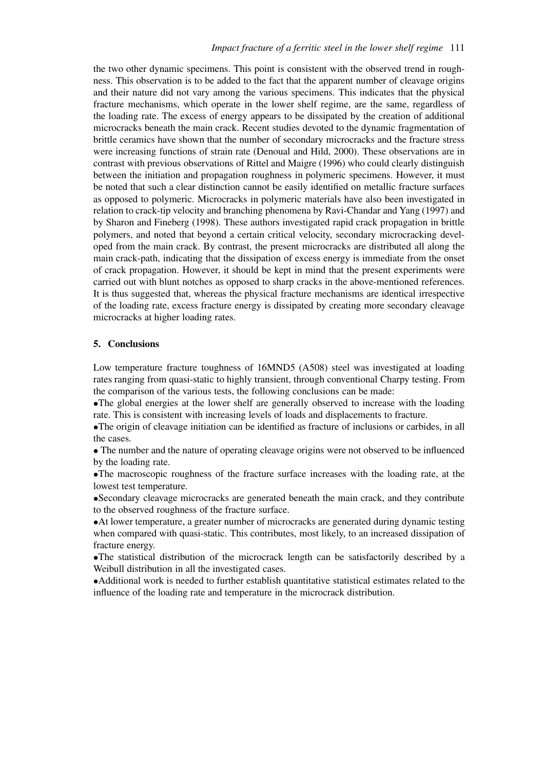the two other dynamic specimens. This point is consistent with the observed trend in roughness. This observation is to be added to the fact that the apparent number of cleavage origins and their nature did not vary among the various specimens. This indicates that the physical fracture mechanisms, which operate in the lower shelf regime, are the same, regardless of the loading rate. The excess of energy appears to be dissipated by the creation of additional microcracks beneath the main crack. Recent studies devoted to the dynamic fragmentation of brittle ceramics have shown that the number of secondary microcracks and the fracture stress were increasing functions of strain rate (Denoual and Hild, 2000). These observations are in contrast with previous observations of Rittel and Maigre (1996) who could clearly distinguish between the initiation and propagation roughness in polymeric specimens. However, it must be noted that such a clear distinction cannot be easily identified on metallic fracture surfaces as opposed to polymeric. Microcracks in polymeric materials have also been investigated in relation to crack-tip velocity and branching phenomena by Ravi-Chandar and Yang (1997) and by Sharon and Fineberg (1998). These authors investigated rapid crack propagation in brittle polymers, and noted that beyond a certain critical velocity, secondary microcracking developed from the main crack. By contrast, the present microcracks are distributed all along the main crack-path, indicating that the dissipation of excess energy is immediate from the onset of crack propagation. However, it should be kept in mind that the present experiments were carried out with blunt notches as opposed to sharp cracks in the above-mentioned references. It is thus suggested that, whereas the physical fracture mechanisms are identical irrespective of the loading rate, excess fracture energy is dissipated by creating more secondary cleavage microcracks at higher loading rates.

## 5. Conclusions

Low temperature fracture toughness of 16MND5 (A508) steel was investigated at loading rates ranging from quasi-static to highly transient, through conventional Charpy testing. From the comparison of the various tests, the following conclusions can be made:

- The global energies at the lower shelf are generally observed to increase with the loading rate. This is consistent with increasing levels of loads and displacements to fracture.
- The origin of cleavage initiation can be identified as fracture of inclusions or carbides, in all the cases.
- The number and the nature of operating cleavage origins were not observed to be influenced by the loading rate.
- The macroscopic roughness of the fracture surface increases with the loading rate, at the lowest test temperature.
- Secondary cleavage microcracks are generated beneath the main crack, and they contribute to the observed roughness of the fracture surface.
- At lower temperature, a greater number of microcracks are generated during dynamic testing when compared with quasi-static. This contributes, most likely, to an increased dissipation of fracture energy.
- The statistical distribution of the microcrack length can be satisfactorily described by a Weibull distribution in all the investigated cases.
- Additional work is needed to further establish quantitative statistical estimates related to the influence of the loading rate and temperature in the microcrack distribution.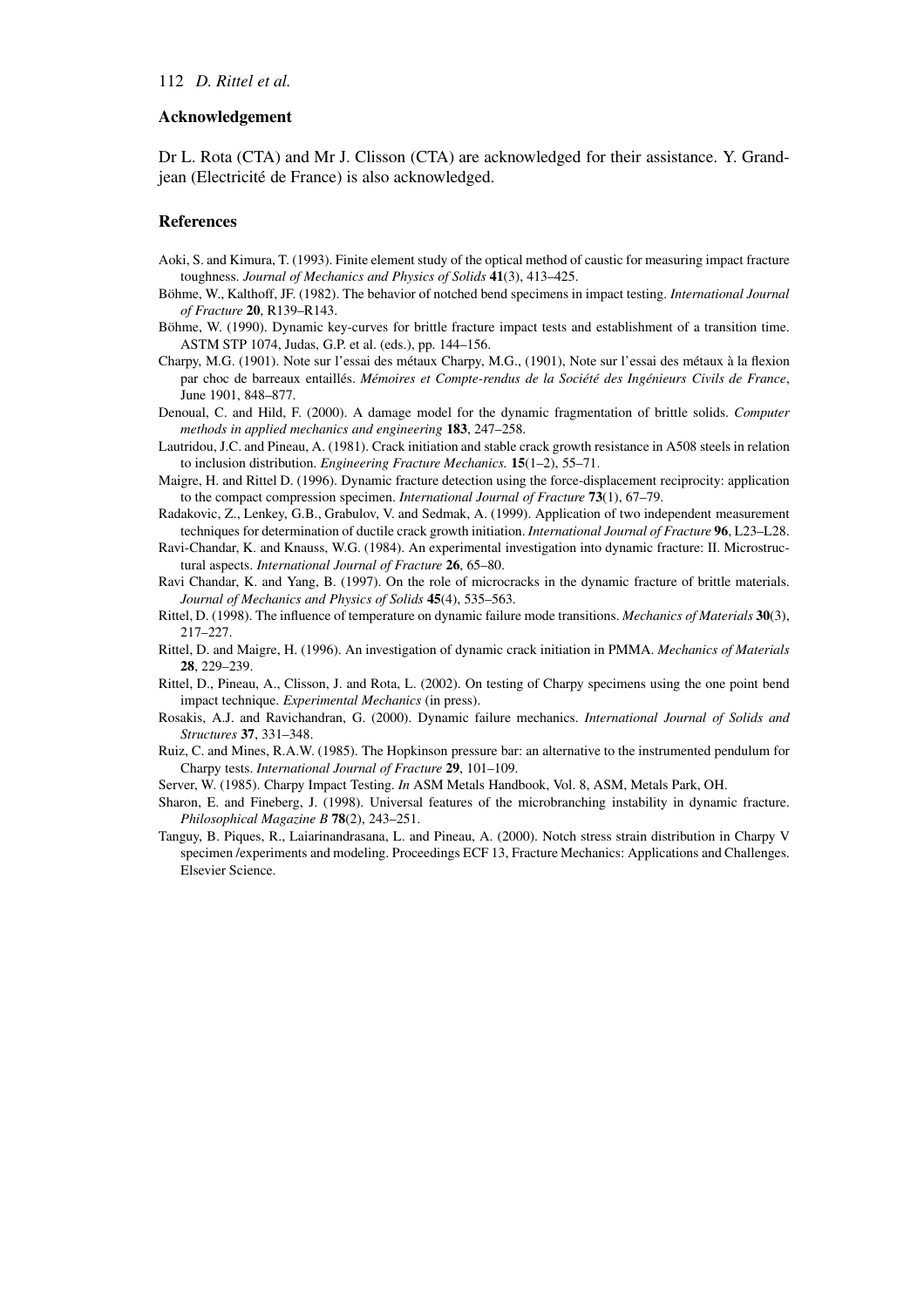## Acknowledgement

Dr L. Rota (CTA) and Mr J. Clisson (CTA) are acknowledged for their assistance. Y. Grandjean (Electricité de France) is also acknowledged.

## References

Aoki, S. and Kimura, T. (1993). Finite element study of the optical method of caustic for measuring impact fracture toughness. *Journal of Mechanics and Physics of Solids* **41**(3), 413–425.

Böhme, W., Kalthoff, JF. (1982). The behavior of notched bend specimens in impact testing. *International Journal of Fracture* **20**, R139–R143.

Böhme, W. (1990). Dynamic key-curves for brittle fracture impact tests and establishment of a transition time. ASTM STP 1074, Judas, G.P. et al. (eds.), pp. 144–156.

Charpy, M.G. (1901). Note sur l'essai des métaux Charpy, M.G., (1901), Note sur l'essai des métaux à la flexion par choc de barreaux entaillés. *Mémoires et Compte-rendus de la Société des Ingénieurs Civils de France*, June 1901, 848–877.

Denoual, C. and Hild, F. (2000). A damage model for the dynamic fragmentation of brittle solids. *Computer methods in applied mechanics and engineering* **183**, 247–258.

Lautridou, J.C. and Pineau, A. (1981). Crack initiation and stable crack growth resistance in A508 steels in relation to inclusion distribution. *Engineering Fracture Mechanics.* **15**(1–2), 55–71.

Maigre, H. and Rittel D. (1996). Dynamic fracture detection using the force-displacement reciprocity: application to the compact compression specimen. *International Journal of Fracture* **73**(1), 67–79.

Radakovic, Z., Lenkey, G.B., Grabulov, V. and Sedmak, A. (1999). Application of two independent measurement techniques for determination of ductile crack growth initiation. *International Journal of Fracture* **96**, L23–L28.

Ravi-Chandar, K. and Knauss, W.G. (1984). An experimental investigation into dynamic fracture: II. Microstructural aspects. *International Journal of Fracture* **26**, 65–80.

Ravi Chandar, K. and Yang, B. (1997). On the role of microcracks in the dynamic fracture of brittle materials. *Journal of Mechanics and Physics of Solids* **45**(4), 535–563.

Rittel, D. (1998). The influence of temperature on dynamic failure mode transitions. *Mechanics of Materials* **30**(3), 217–227.

Rittel, D. and Maigre, H. (1996). An investigation of dynamic crack initiation in PMMA. *Mechanics of Materials* **28**, 229–239.

Rittel, D., Pineau, A., Clisson, J. and Rota, L. (2002). On testing of Charpy specimens using the one point bend impact technique. *Experimental Mechanics* (in press).

Rosakis, A.J. and Ravichandran, G. (2000). Dynamic failure mechanics. *International Journal of Solids and Structures* **37**, 331–348.

Ruiz, C. and Mines, R.A.W. (1985). The Hopkinson pressure bar: an alternative to the instrumented pendulum for Charpy tests. *International Journal of Fracture* **29**, 101–109.

Server, W. (1985). Charpy Impact Testing. *In* ASM Metals Handbook, Vol. 8, ASM, Metals Park, OH.

Sharon, E. and Fineberg, J. (1998). Universal features of the microbranching instability in dynamic fracture. *Philosophical Magazine B* **78**(2), 243–251.

Tanguy, B. Piques, R., Laiarinandrasana, L. and Pineau, A. (2000). Notch stress strain distribution in Charpy V specimen /experiments and modeling. Proceedings ECF 13, Fracture Mechanics: Applications and Challenges. Elsevier Science.